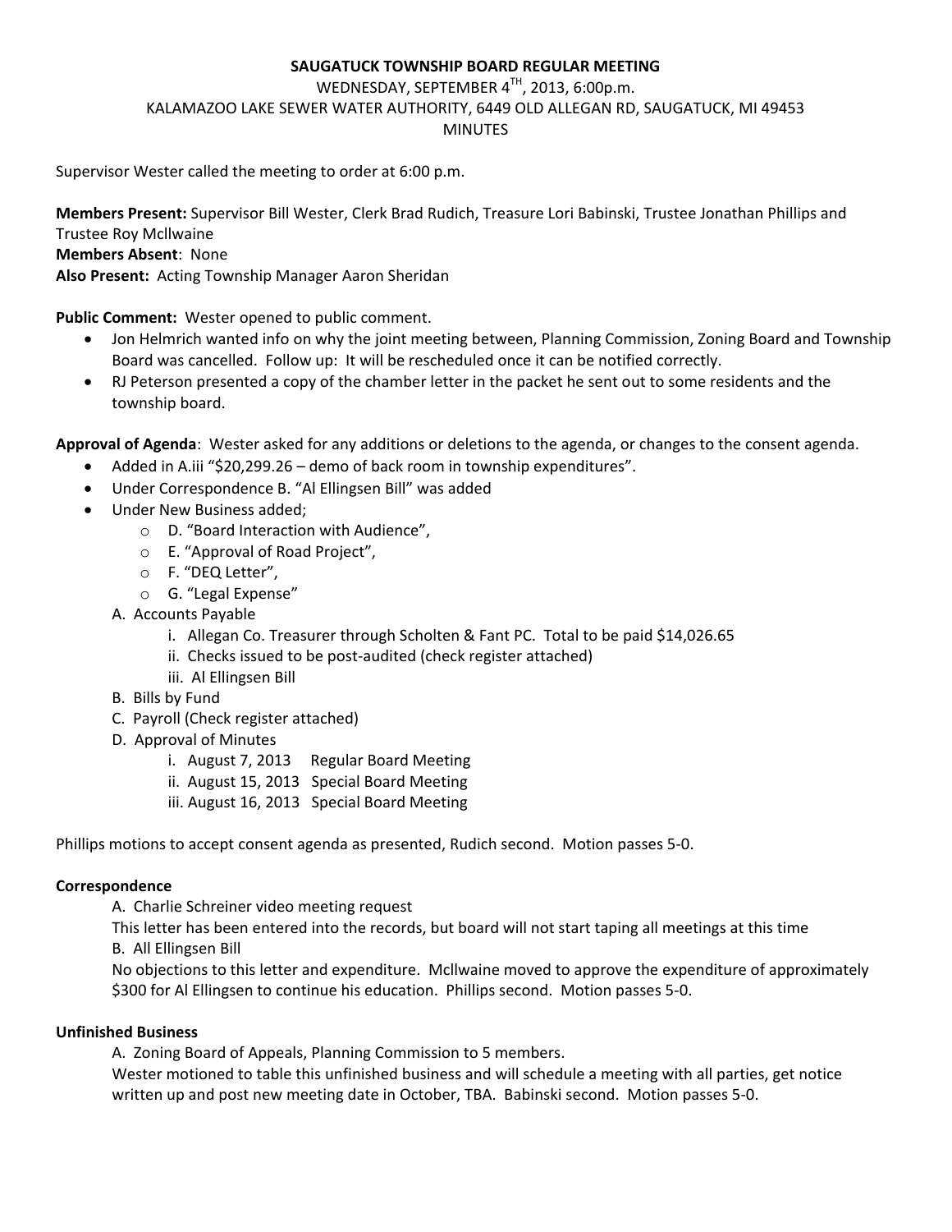**SAUGATUCK TOWNSHIP BOARD REGULAR MEETING**

WEDNESDAY, SEPTEMBER 4TH, 2013, 6:00p.m.

KALAMAZOO LAKE SEWER WATER AUTHORITY, 6449 OLD ALLEGAN RD, SAUGATUCK, MI 49453

MINUTES

Supervisor Wester called the meeting to order at 6:00 p.m.

**Members Present:** Supervisor Bill Wester, Clerk Brad Rudich, Treasure Lori Babinski, Trustee Jonathan Phillips and Trustee Roy McIlwaine
**Members Absent**: None
**Also Present:** Acting Township Manager Aaron Sheridan

**Public Comment:** Wester opened to public comment.

- Jon Helmrich wanted info on why the joint meeting between, Planning Commission, Zoning Board and Township Board was cancelled. Follow up: It will be rescheduled once it can be notified correctly.
- RJ Peterson presented a copy of the chamber letter in the packet he sent out to some residents and the township board.

**Approval of Agenda**: Wester asked for any additions or deletions to the agenda, or changes to the consent agenda.

- Added in A.iii "$20,299.26 – demo of back room in township expenditures".
- Under Correspondence B. "Al Ellingsen Bill" was added
- Under New Business added;
  - D. "Board Interaction with Audience",
  - E. "Approval of Road Project",
  - F. "DEQ Letter",
  - G. "Legal Expense"

A. Accounts Payable
   i. Allegan Co. Treasurer through Scholten & Fant PC. Total to be paid $14,026.65
   ii. Checks issued to be post-audited (check register attached)
   iii. Al Ellingsen Bill

B. Bills by Fund

C. Payroll (Check register attached)

D. Approval of Minutes
   i. August 7, 2013 Regular Board Meeting
   ii. August 15, 2013 Special Board Meeting
   iii. August 16, 2013 Special Board Meeting

Phillips motions to accept consent agenda as presented, Rudich second. Motion passes 5-0.

**Correspondence**

A. Charlie Schreiner video meeting request

This letter has been entered into the records, but board will not start taping all meetings at this time

B. All Ellingsen Bill

No objections to this letter and expenditure. McIlwaine moved to approve the expenditure of approximately $300 for Al Ellingsen to continue his education. Phillips second. Motion passes 5-0.

**Unfinished Business**

A. Zoning Board of Appeals, Planning Commission to 5 members.

Wester motioned to table this unfinished business and will schedule a meeting with all parties, get notice written up and post new meeting date in October, TBA. Babinski second. Motion passes 5-0.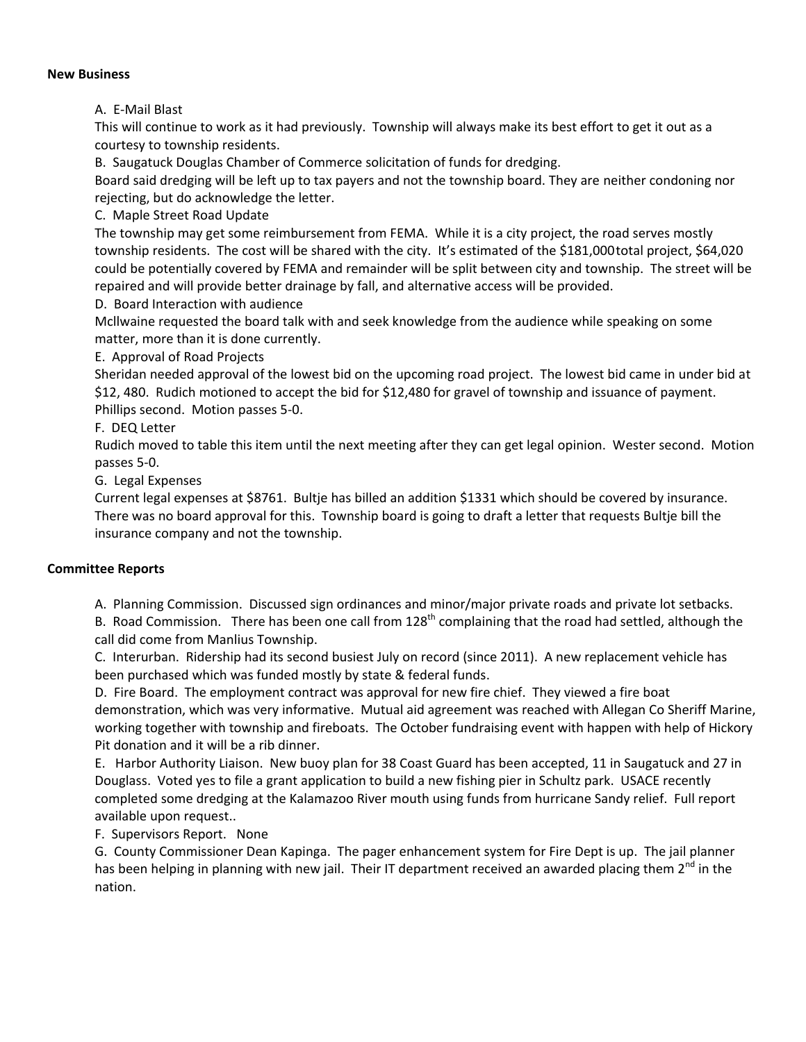**New Business**

A. E-Mail Blast

This will continue to work as it had previously. Township will always make its best effort to get it out as a courtesy to township residents.

B. Saugatuck Douglas Chamber of Commerce solicitation of funds for dredging.

Board said dredging will be left up to tax payers and not the township board. They are neither condoning nor rejecting, but do acknowledge the letter.

C. Maple Street Road Update

The township may get some reimbursement from FEMA. While it is a city project, the road serves mostly township residents. The cost will be shared with the city. It's estimated of the $181,000total project, $64,020 could be potentially covered by FEMA and remainder will be split between city and township. The street will be repaired and will provide better drainage by fall, and alternative access will be provided.

D. Board Interaction with audience

Mcllwaine requested the board talk with and seek knowledge from the audience while speaking on some matter, more than it is done currently.

E. Approval of Road Projects

Sheridan needed approval of the lowest bid on the upcoming road project. The lowest bid came in under bid at $12, 480. Rudich motioned to accept the bid for $12,480 for gravel of township and issuance of payment. Phillips second. Motion passes 5-0.

F. DEQ Letter

Rudich moved to table this item until the next meeting after they can get legal opinion. Wester second. Motion passes 5-0.

G. Legal Expenses

Current legal expenses at $8761. Bultje has billed an addition $1331 which should be covered by insurance. There was no board approval for this. Township board is going to draft a letter that requests Bultje bill the insurance company and not the township.

**Committee Reports**

A. Planning Commission. Discussed sign ordinances and minor/major private roads and private lot setbacks.

B. Road Commission. There has been one call from 128th complaining that the road had settled, although the call did come from Manlius Township.

C. Interurban. Ridership had its second busiest July on record (since 2011). A new replacement vehicle has been purchased which was funded mostly by state & federal funds.

D. Fire Board. The employment contract was approval for new fire chief. They viewed a fire boat demonstration, which was very informative. Mutual aid agreement was reached with Allegan Co Sheriff Marine, working together with township and fireboats. The October fundraising event with happen with help of Hickory Pit donation and it will be a rib dinner.

E. Harbor Authority Liaison. New buoy plan for 38 Coast Guard has been accepted, 11 in Saugatuck and 27 in Douglass. Voted yes to file a grant application to build a new fishing pier in Schultz park. USACE recently completed some dredging at the Kalamazoo River mouth using funds from hurricane Sandy relief. Full report available upon request..

F. Supervisors Report. None

G. County Commissioner Dean Kapinga. The pager enhancement system for Fire Dept is up. The jail planner has been helping in planning with new jail. Their IT department received an awarded placing them 2nd in the nation.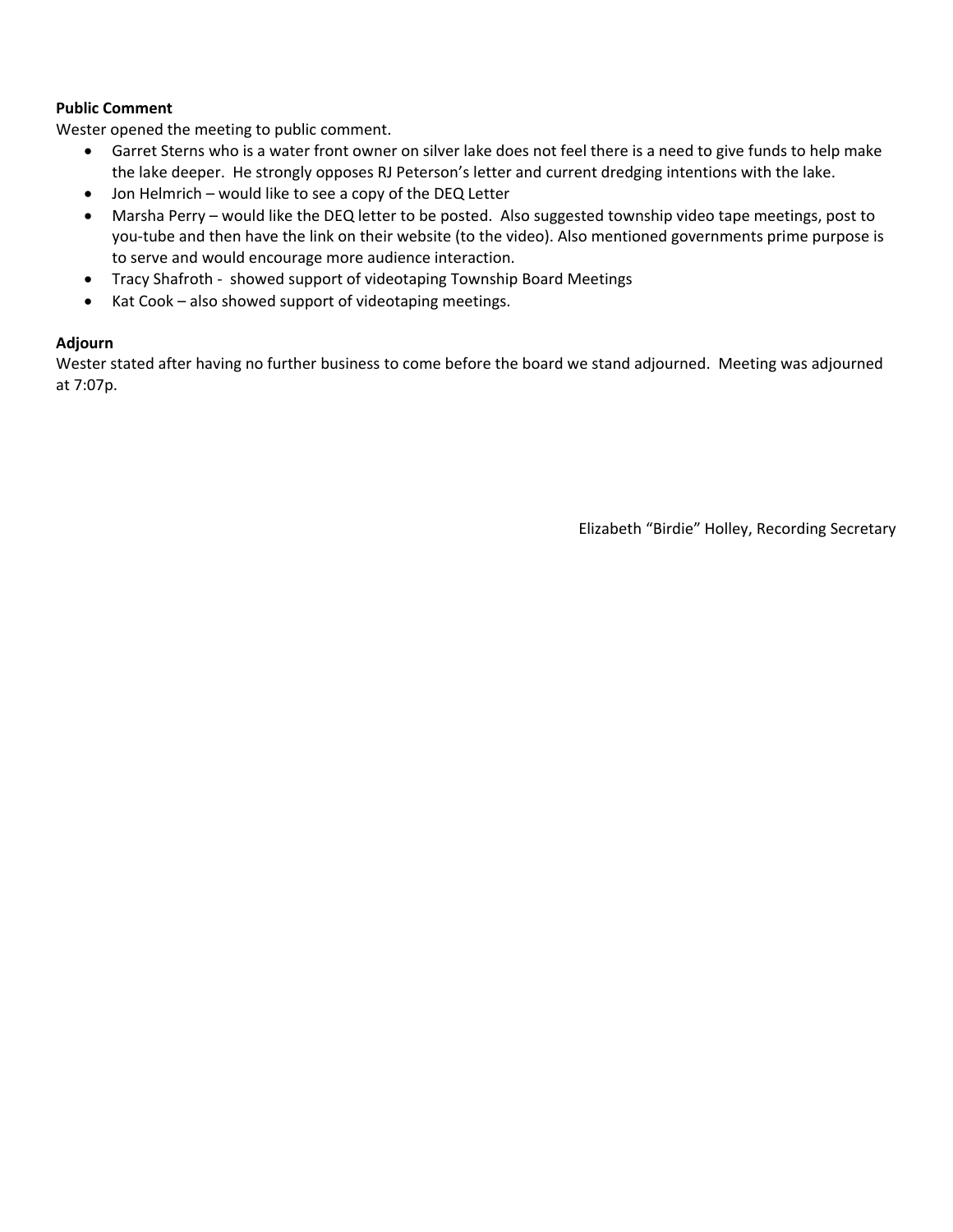**Public Comment**

Wester opened the meeting to public comment.

- Garret Sterns who is a water front owner on silver lake does not feel there is a need to give funds to help make the lake deeper. He strongly opposes RJ Peterson's letter and current dredging intentions with the lake.
- Jon Helmrich – would like to see a copy of the DEQ Letter
- Marsha Perry – would like the DEQ letter to be posted. Also suggested township video tape meetings, post to you-tube and then have the link on their website (to the video). Also mentioned governments prime purpose is to serve and would encourage more audience interaction.
- Tracy Shafroth - showed support of videotaping Township Board Meetings
- Kat Cook – also showed support of videotaping meetings.

**Adjourn**

Wester stated after having no further business to come before the board we stand adjourned. Meeting was adjourned at 7:07p.

Elizabeth "Birdie" Holley, Recording Secretary